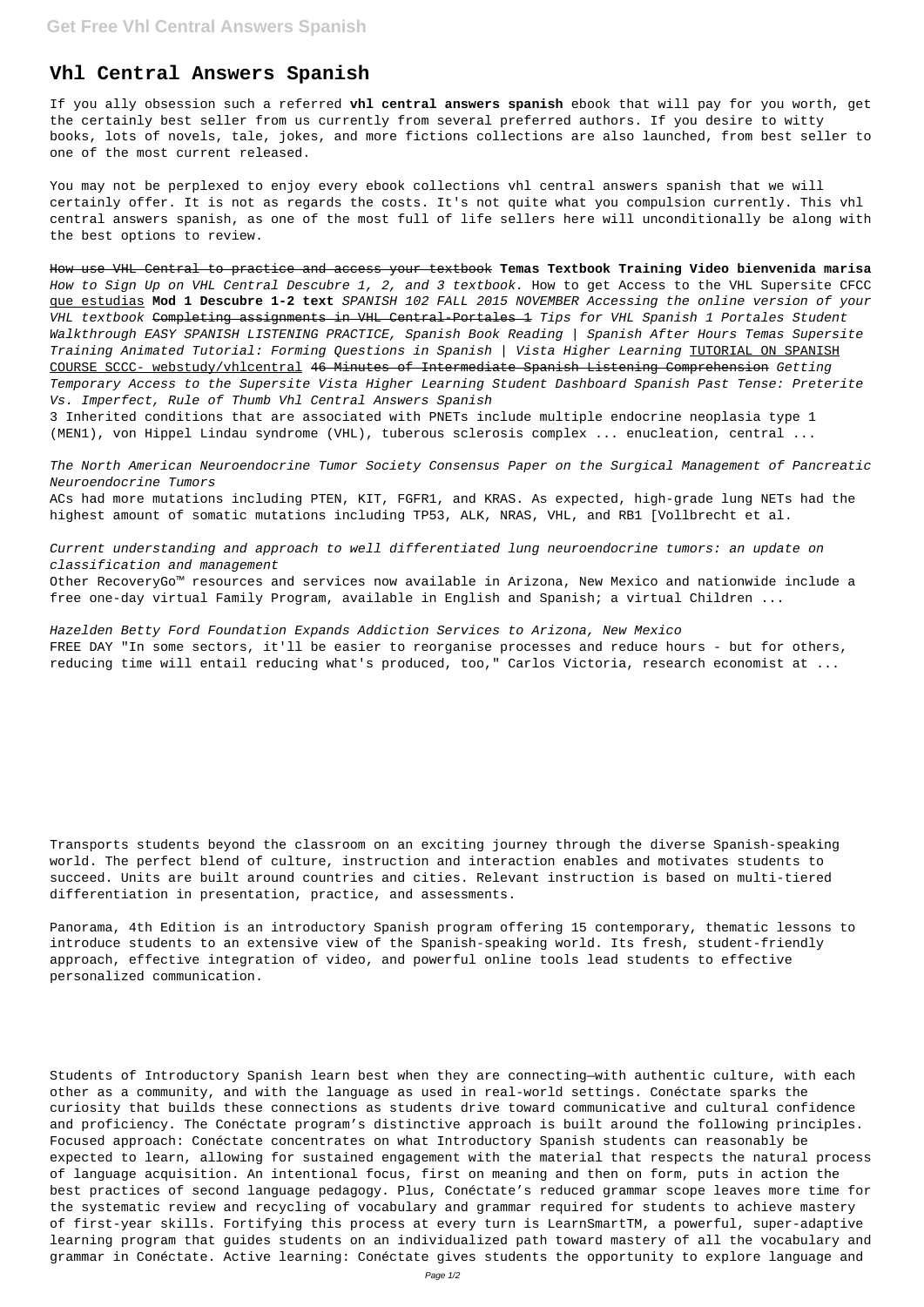# Vhl Central Answers Spanish

If you ally obsession such a referred **vhl central answers spanish** ebook that will pay for you worth, get the certainly best seller from us currently from several preferred authors. If you desire to witty books, lots of novels, tale, jokes, and more fictions collections are also launched, from best seller to one of the most current released.

You may not be perplexed to enjoy every ebook collections vhl central answers spanish that we will certainly offer. It is not as regards the costs. It's not quite what you compulsion currently. This vhl central answers spanish, as one of the most full of life sellers here will unconditionally be along with the best options to review.

~~How use VHL Central to practice and access your textbook~~ **Temas Textbook Training Video bienvenida marisa** *How to Sign Up on VHL Central Descubre 1, 2, and 3 textbook.* How to get Access to the VHL Supersite CFCC que estudias **Mod 1 Descubre 1-2 text** *SPANISH 102 FALL 2015 NOVEMBER Accessing the online version of your VHL textbook* ~~Completing assignments in VHL Central-Portales 1~~ *Tips for VHL Spanish 1 Portales Student Walkthrough EASY SPANISH LISTENING PRACTICE, Spanish Book Reading | Spanish After Hours Temas Supersite Training Animated Tutorial: Forming Questions in Spanish | Vista Higher Learning* TUTORIAL ON SPANISH COURSE SCCC- webstudy/vhlcentral ~~46 Minutes of Intermediate Spanish Listening Comprehension~~ *Getting Temporary Access to the Supersite Vista Higher Learning Student Dashboard Spanish Past Tense: Preterite Vs. Imperfect, Rule of Thumb Vhl Central Answers Spanish*

3 Inherited conditions that are associated with PNETs include multiple endocrine neoplasia type 1 (MEN1), von Hippel Lindau syndrome (VHL), tuberous sclerosis complex ... enucleation, central ...

*The North American Neuroendocrine Tumor Society Consensus Paper on the Surgical Management of Pancreatic Neuroendocrine Tumors*

ACs had more mutations including PTEN, KIT, FGFR1, and KRAS. As expected, high-grade lung NETs had the highest amount of somatic mutations including TP53, ALK, NRAS, VHL, and RB1 [Vollbrecht et al.

*Current understanding and approach to well differentiated lung neuroendocrine tumors: an update on classification and management*

Other RecoveryGo™ resources and services now available in Arizona, New Mexico and nationwide include a free one-day virtual Family Program, available in English and Spanish; a virtual Children ...

*Hazelden Betty Ford Foundation Expands Addiction Services to Arizona, New Mexico*

FREE DAY "In some sectors, it'll be easier to reorganise processes and reduce hours - but for others, reducing time will entail reducing what's produced, too," Carlos Victoria, research economist at ...

Transports students beyond the classroom on an exciting journey through the diverse Spanish-speaking world. The perfect blend of culture, instruction and interaction enables and motivates students to succeed. Units are built around countries and cities. Relevant instruction is based on multi-tiered differentiation in presentation, practice, and assessments.

Panorama, 4th Edition is an introductory Spanish program offering 15 contemporary, thematic lessons to introduce students to an extensive view of the Spanish-speaking world. Its fresh, student-friendly approach, effective integration of video, and powerful online tools lead students to effective personalized communication.

Students of Introductory Spanish learn best when they are connecting—with authentic culture, with each other as a community, and with the language as used in real-world settings. Conéctate sparks the curiosity that builds these connections as students drive toward communicative and cultural confidence and proficiency. The Conéctate program's distinctive approach is built around the following principles. Focused approach: Conéctate concentrates on what Introductory Spanish students can reasonably be expected to learn, allowing for sustained engagement with the material that respects the natural process of language acquisition. An intentional focus, first on meaning and then on form, puts in action the best practices of second language pedagogy. Plus, Conéctate's reduced grammar scope leaves more time for the systematic review and recycling of vocabulary and grammar required for students to achieve mastery of first-year skills. Fortifying this process at every turn is LearnSmartTM, a powerful, super-adaptive learning program that guides students on an individualized path toward mastery of all the vocabulary and grammar in Conéctate. Active learning: Conéctate gives students the opportunity to explore language and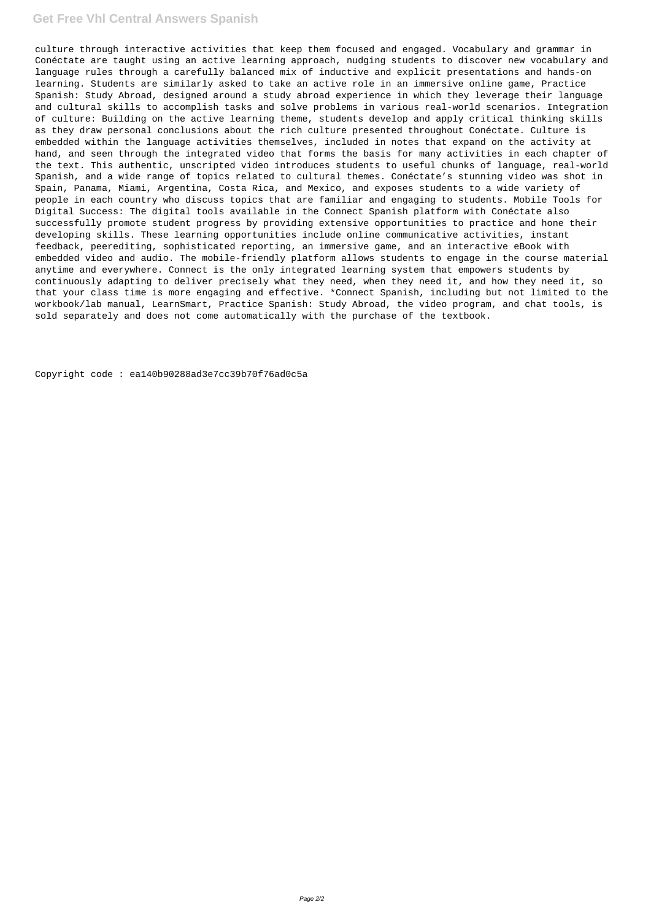culture through interactive activities that keep them focused and engaged. Vocabulary and grammar in Conéctate are taught using an active learning approach, nudging students to discover new vocabulary and language rules through a carefully balanced mix of inductive and explicit presentations and hands-on learning. Students are similarly asked to take an active role in an immersive online game, Practice Spanish: Study Abroad, designed around a study abroad experience in which they leverage their language and cultural skills to accomplish tasks and solve problems in various real-world scenarios. Integration of culture: Building on the active learning theme, students develop and apply critical thinking skills as they draw personal conclusions about the rich culture presented throughout Conéctate. Culture is embedded within the language activities themselves, included in notes that expand on the activity at hand, and seen through the integrated video that forms the basis for many activities in each chapter of the text. This authentic, unscripted video introduces students to useful chunks of language, real-world Spanish, and a wide range of topics related to cultural themes. Conéctate's stunning video was shot in Spain, Panama, Miami, Argentina, Costa Rica, and Mexico, and exposes students to a wide variety of people in each country who discuss topics that are familiar and engaging to students. Mobile Tools for Digital Success: The digital tools available in the Connect Spanish platform with Conéctate also successfully promote student progress by providing extensive opportunities to practice and hone their developing skills. These learning opportunities include online communicative activities, instant feedback, peerediting, sophisticated reporting, an immersive game, and an interactive eBook with embedded video and audio. The mobile-friendly platform allows students to engage in the course material anytime and everywhere. Connect is the only integrated learning system that empowers students by continuously adapting to deliver precisely what they need, when they need it, and how they need it, so that your class time is more engaging and effective. *Connect Spanish, including but not limited to the workbook/lab manual, LearnSmart, Practice Spanish: Study Abroad, the video program, and chat tools, is sold separately and does not come automatically with the purchase of the textbook.

Copyright code : ea140b90288ad3e7cc39b70f76ad0c5a